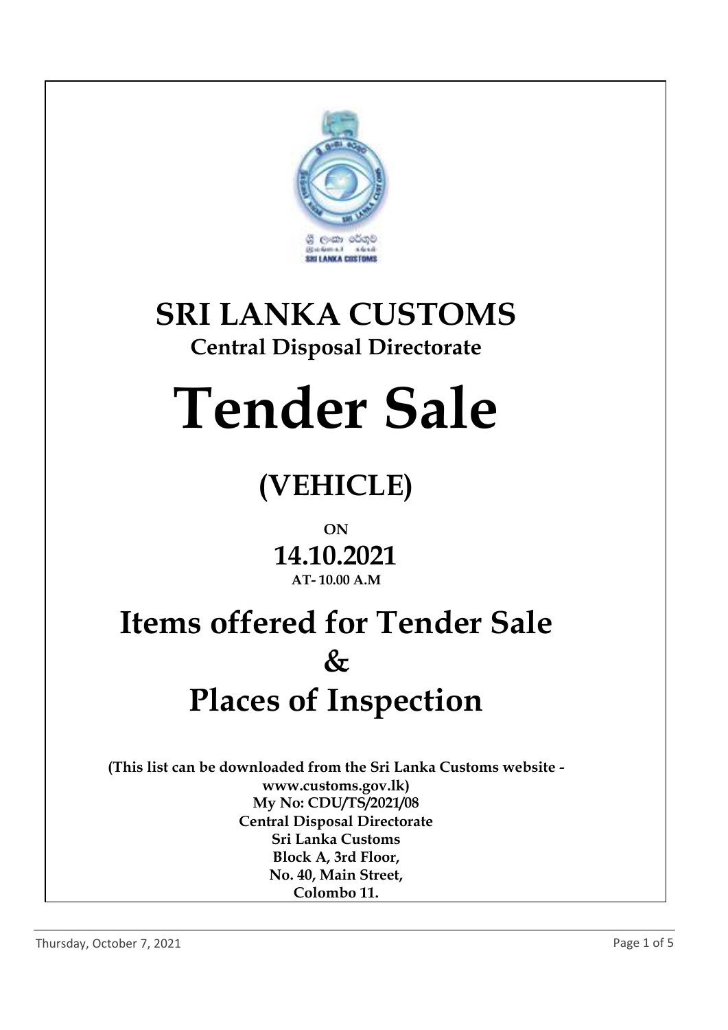# SRI LANKA CUSTOMS

## Central Disposal Directorate

# Tender Sale

## (VEHICLE)

**ON**

## 14.10.2021

**AT- 10.00 A.M**

# Items offered for Tender Sale & Places of Inspection

**(This list can be downloaded from the Sri Lanka Customs website - www.customs.gov.lk)**

**My No: CDU/TS/2021/08**
**Central Disposal Directorate**
**Sri Lanka Customs**
**Block A, 3rd Floor,**
**No. 40, Main Street,**
**Colombo 11.**

Thursday, October 7, 2021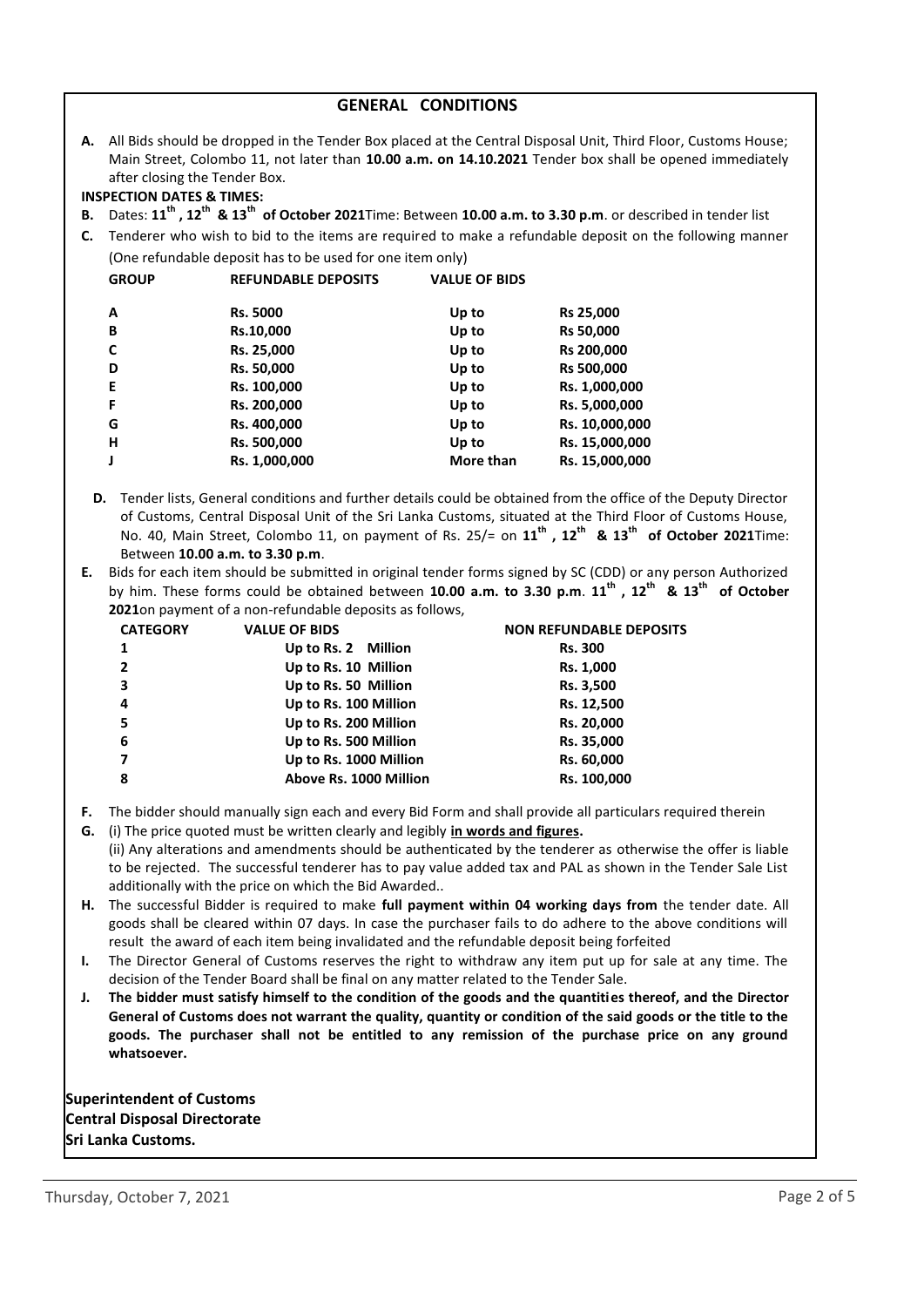## GENERAL CONDITIONS

**A.** All Bids should be dropped in the Tender Box placed at the Central Disposal Unit, Third Floor, Customs House; Main Street, Colombo 11, not later than **10.00 a.m. on 14.10.2021** Tender box shall be opened immediately after closing the Tender Box.

**INSPECTION DATES & TIMES:**

**B.** Dates: **11th , 12th & 13th of October 2021**Time: Between **10.00 a.m. to 3.30 p.m**. or described in tender list

**C.** Tenderer who wish to bid to the items are required to make a refundable deposit on the following manner (One refundable deposit has to be used for one item only)

| GROUP | REFUNDABLE DEPOSITS | VALUE OF BIDS | |
|---|---|---|---|
| A | Rs. 5000 | Up to | Rs 25,000 |
| B | Rs.10,000 | Up to | Rs 50,000 |
| C | Rs. 25,000 | Up to | Rs 200,000 |
| D | Rs. 50,000 | Up to | Rs 500,000 |
| E | Rs. 100,000 | Up to | Rs. 1,000,000 |
| F | Rs. 200,000 | Up to | Rs. 5,000,000 |
| G | Rs. 400,000 | Up to | Rs. 10,000,000 |
| H | Rs. 500,000 | Up to | Rs. 15,000,000 |
| J | Rs. 1,000,000 | More than | Rs. 15,000,000 |

**D.** Tender lists, General conditions and further details could be obtained from the office of the Deputy Director of Customs, Central Disposal Unit of the Sri Lanka Customs, situated at the Third Floor of Customs House, No. 40, Main Street, Colombo 11, on payment of Rs. 25/= on **11th , 12th & 13th of October 2021**Time: Between **10.00 a.m. to 3.30 p.m**.

**E.** Bids for each item should be submitted in original tender forms signed by SC (CDD) or any person Authorized by him. These forms could be obtained between **10.00 a.m. to 3.30 p.m**. **11th , 12th & 13th of October 2021**on payment of a non-refundable deposits as follows,

| CATEGORY | VALUE OF BIDS | NON REFUNDABLE DEPOSITS |
|---|---|---|
| 1 | Up to Rs. 2 Million | Rs. 300 |
| 2 | Up to Rs. 10 Million | Rs. 1,000 |
| 3 | Up to Rs. 50 Million | Rs. 3,500 |
| 4 | Up to Rs. 100 Million | Rs. 12,500 |
| 5 | Up to Rs. 200 Million | Rs. 20,000 |
| 6 | Up to Rs. 500 Million | Rs. 35,000 |
| 7 | Up to Rs. 1000 Million | Rs. 60,000 |
| 8 | Above Rs. 1000 Million | Rs. 100,000 |

**F.** The bidder should manually sign each and every Bid Form and shall provide all particulars required therein

**G.** (i) The price quoted must be written clearly and legibly **in words and figures.**

(ii) Any alterations and amendments should be authenticated by the tenderer as otherwise the offer is liable to be rejected. The successful tenderer has to pay value added tax and PAL as shown in the Tender Sale List additionally with the price on which the Bid Awarded..

**H.** The successful Bidder is required to make **full payment within 04 working days from** the tender date. All goods shall be cleared within 07 days. In case the purchaser fails to do adhere to the above conditions will result the award of each item being invalidated and the refundable deposit being forfeited

**I.** The Director General of Customs reserves the right to withdraw any item put up for sale at any time. The decision of the Tender Board shall be final on any matter related to the Tender Sale.

**J.** **The bidder must satisfy himself to the condition of the goods and the quantities thereof, and the Director General of Customs does not warrant the quality, quantity or condition of the said goods or the title to the goods. The purchaser shall not be entitled to any remission of the purchase price on any ground whatsoever.**

**Superintendent of Customs**
**Central Disposal Directorate**
**Sri Lanka Customs.**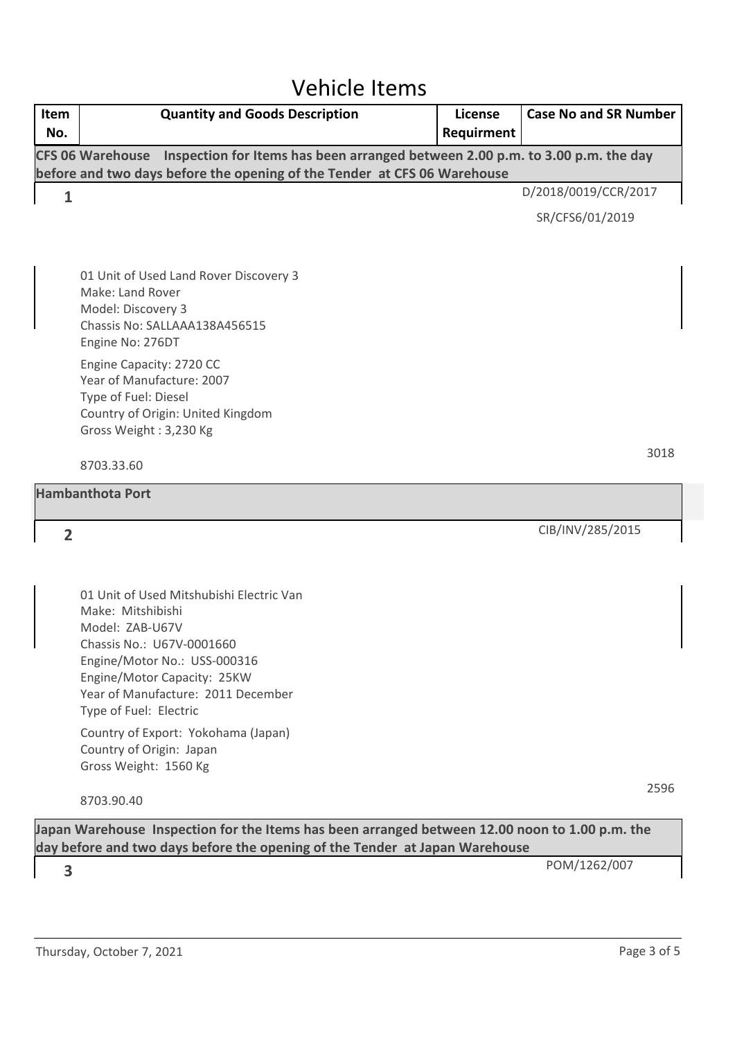# Vehicle Items

| Item No. | Quantity and Goods Description | License Requirment | Case No and SR Number |
|---|---|---|---|
| **CFS 06 Warehouse Inspection for Items has been arranged between 2.00 p.m. to 3.00 p.m. the day before and two days before the opening of the Tender at CFS 06 Warehouse** | | | |
| 1 | 01 Unit of Used Land Rover Discovery 3<br>Make: Land Rover<br>Model: Discovery 3<br>Chassis No: SALLAAA138A456515<br>Engine No: 276DT<br>Engine Capacity: 2720 CC<br>Year of Manufacture: 2007<br>Type of Fuel: Diesel<br>Country of Origin: United Kingdom<br>Gross Weight : 3,230 Kg<br><br>8703.33.60 | | D/2018/0019/CCR/2017<br>SR/CFS6/01/2019<br><br>3018 |
| **Hambanthota Port** | | | |
| 2 | 01 Unit of Used Mitshubishi Electric Van<br>Make: Mitshibishi<br>Model: ZAB-U67V<br>Chassis No.: U67V-0001660<br>Engine/Motor No.: USS-000316<br>Engine/Motor Capacity: 25KW<br>Year of Manufacture: 2011 December<br>Type of Fuel: Electric<br>Country of Export: Yokohama (Japan)<br>Country of Origin: Japan<br>Gross Weight: 1560 Kg<br><br>8703.90.40 | | CIB/INV/285/2015<br><br>2596 |
| **Japan Warehouse Inspection for the Items has been arranged between 12.00 noon to 1.00 p.m. the day before and two days before the opening of the Tender at Japan Warehouse** | | | |
| 3 | | | POM/1262/007 |

Thursday, October 7, 2021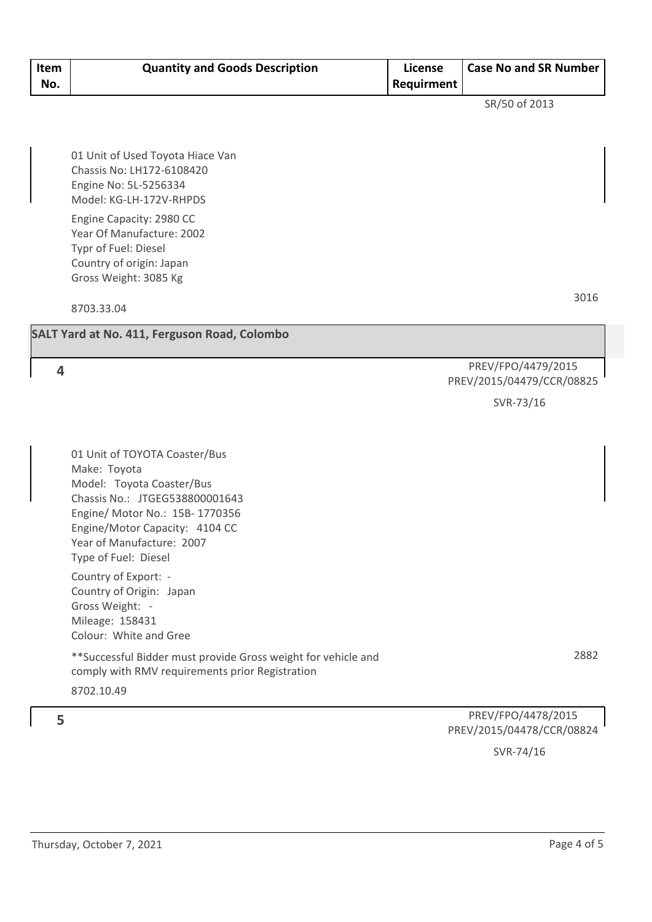| Item No. | Quantity and Goods Description | License Requirment | Case No and SR Number |
|---|---|---|---|
| | | | SR/50 of 2013 |
| | 01 Unit of Used Toyota Hiace Van<br>Chassis No: LH172-6108420<br>Engine No: 5L-5256334<br>Model: KG-LH-172V-RHPDS<br>Engine Capacity: 2980 CC<br>Year Of Manufacture: 2002<br>Typr of Fuel: Diesel<br>Country of origin: Japan<br>Gross Weight: 3085 Kg<br>8703.33.04 | | 3016 |
| **SALT Yard at No. 411, Ferguson Road, Colombo** | | | |
| 4 | | | PREV/FPO/4479/2015<br>PREV/2015/04479/CCR/08825<br>SVR-73/16 |
| | 01 Unit of TOYOTA Coaster/Bus<br>Make: Toyota<br>Model: Toyota Coaster/Bus<br>Chassis No.: JTGEG538800001643<br>Engine/ Motor No.: 15B- 1770356<br>Engine/Motor Capacity: 4104 CC<br>Year of Manufacture: 2007<br>Type of Fuel: Diesel<br>Country of Export: -<br>Country of Origin: Japan<br>Gross Weight: -<br>Mileage: 158431<br>Colour: White and Gree<br>**Successful Bidder must provide Gross weight for vehicle and comply with RMV requirements prior Registration<br>8702.10.49 | | 2882 |
| 5 | | | PREV/FPO/4478/2015<br>PREV/2015/04478/CCR/08824<br>SVR-74/16 |

Thursday, October 7, 2021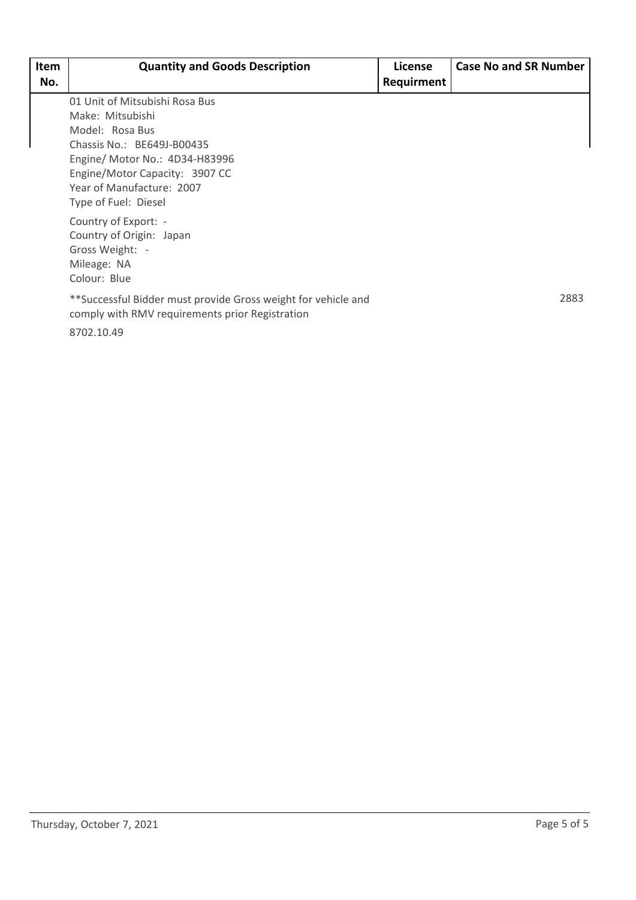| Item No. | Quantity and Goods Description | License Requirment | Case No and SR Number |
|---|---|---|---|
| | 01 Unit of Mitsubishi Rosa Bus<br>Make: Mitsubishi<br>Model: Rosa Bus<br>Chassis No.: BE649J-B00435<br>Engine/ Motor No.: 4D34-H83996<br>Engine/Motor Capacity: 3907 CC<br>Year of Manufacture: 2007<br>Type of Fuel: Diesel<br>Country of Export: -<br>Country of Origin: Japan<br>Gross Weight: -<br>Mileage: NA<br>Colour: Blue<br>**Successful Bidder must provide Gross weight for vehicle and comply with RMV requirements prior Registration<br>8702.10.49 | | 2883 |